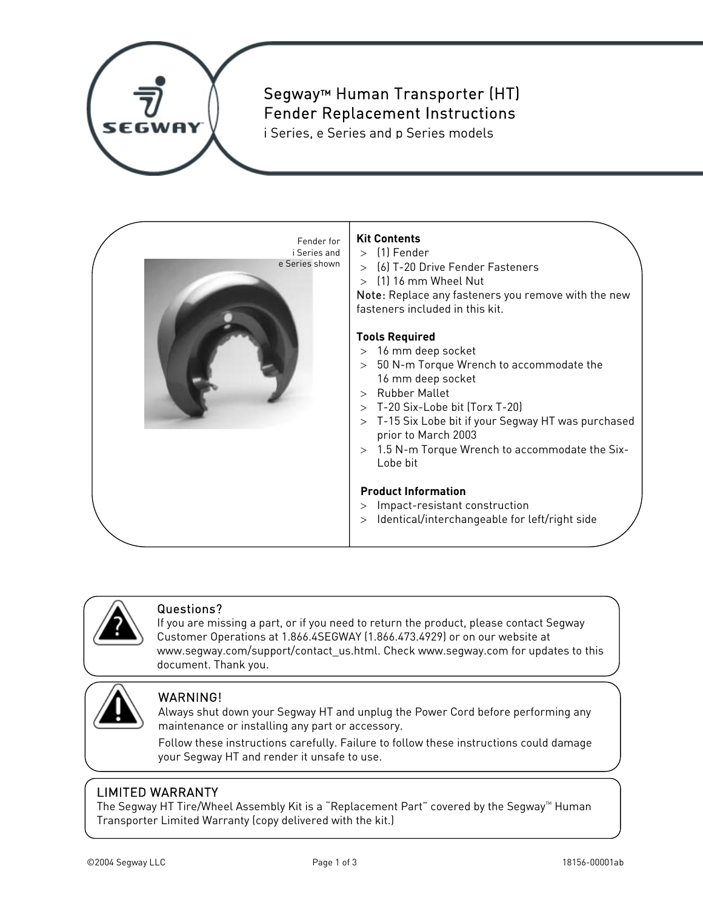# Segway™ Human Transporter (HT) Fender Replacement Instructions

i Series, e Series and p Series models

Fender for i Series and e Series shown

**Kit Contents**

- (1) Fender
- (6) T-20 Drive Fender Fasteners
- (1) 16 mm Wheel Nut

**Note:** Replace any fasteners you remove with the new fasteners included in this kit.

**Tools Required**

- 16 mm deep socket
- 50 N-m Torque Wrench to accommodate the 16 mm deep socket
- Rubber Mallet
- T-20 Six-Lobe bit (Torx T-20)
- T-15 Six Lobe bit if your Segway HT was purchased prior to March 2003
- 1.5 N-m Torque Wrench to accommodate the Six-Lobe bit

**Product Information**

- Impact-resistant construction
- Identical/interchangeable for left/right side

### Questions?

If you are missing a part, or if you need to return the product, please contact Segway Customer Operations at 1.866.4SEGWAY (1.866.473.4929) or on our website at www.segway.com/support/contact_us.html. Check www.segway.com for updates to this document. Thank you.

### WARNING!

Always shut down your Segway HT and unplug the Power Cord before performing any maintenance or installing any part or accessory.

Follow these instructions carefully. Failure to follow these instructions could damage your Segway HT and render it unsafe to use.

### LIMITED WARRANTY

The Segway HT Tire/Wheel Assembly Kit is a "Replacement Part" covered by the Segway™ Human Transporter Limited Warranty (copy delivered with the kit.)

©2004 Segway LLC

18156-00001ab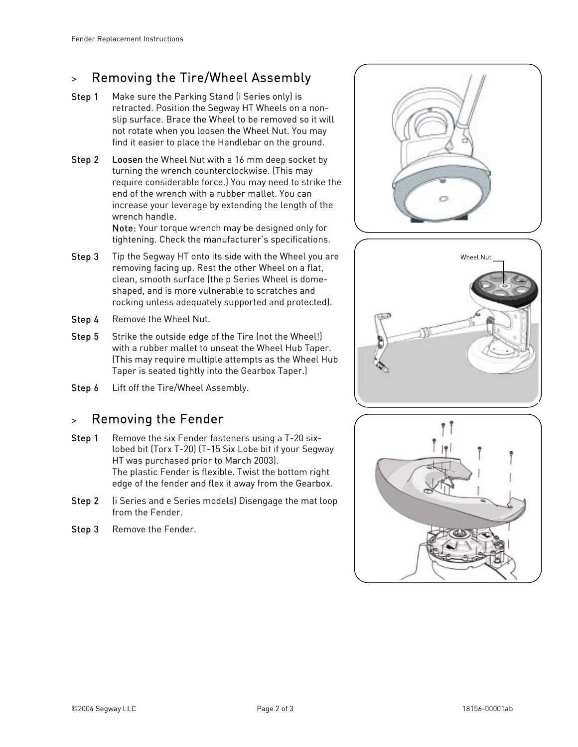## > Removing the Tire/Wheel Assembly

**Step 1** Make sure the Parking Stand (i Series only) is retracted. Position the Segway HT Wheels on a non-slip surface. Brace the Wheel to be removed so it will not rotate when you loosen the Wheel Nut. You may find it easier to place the Handlebar on the ground.

**Step 2** **Loosen** the Wheel Nut with a 16 mm deep socket by turning the wrench counterclockwise. (This may require considerable force.) You may need to strike the end of the wrench with a rubber mallet. You can increase your leverage by extending the length of the wrench handle.
**Note:** Your torque wrench may be designed only for tightening. Check the manufacturer's specifications.

**Step 3** Tip the Segway HT onto its side with the Wheel you are removing facing up. Rest the other Wheel on a flat, clean, smooth surface (the p Series Wheel is dome-shaped, and is more vulnerable to scratches and rocking unless adequately supported and protected).

**Step 4** Remove the Wheel Nut.

**Step 5** Strike the outside edge of the Tire (not the Wheel!) with a rubber mallet to unseat the Wheel Hub Taper. (This may require multiple attempts as the Wheel Hub Taper is seated tightly into the Gearbox Taper.)

**Step 6** Lift off the Tire/Wheel Assembly.

Wheel Nut

## > Removing the Fender

**Step 1** Remove the six Fender fasteners using a T-20 six-lobed bit (Torx T-20) (T-15 Six Lobe bit if your Segway HT was purchased prior to March 2003).
The plastic Fender is flexible. Twist the bottom right edge of the fender and flex it away from the Gearbox.

**Step 2** (i Series and e Series models) Disengage the mat loop from the Fender.

**Step 3** Remove the Fender.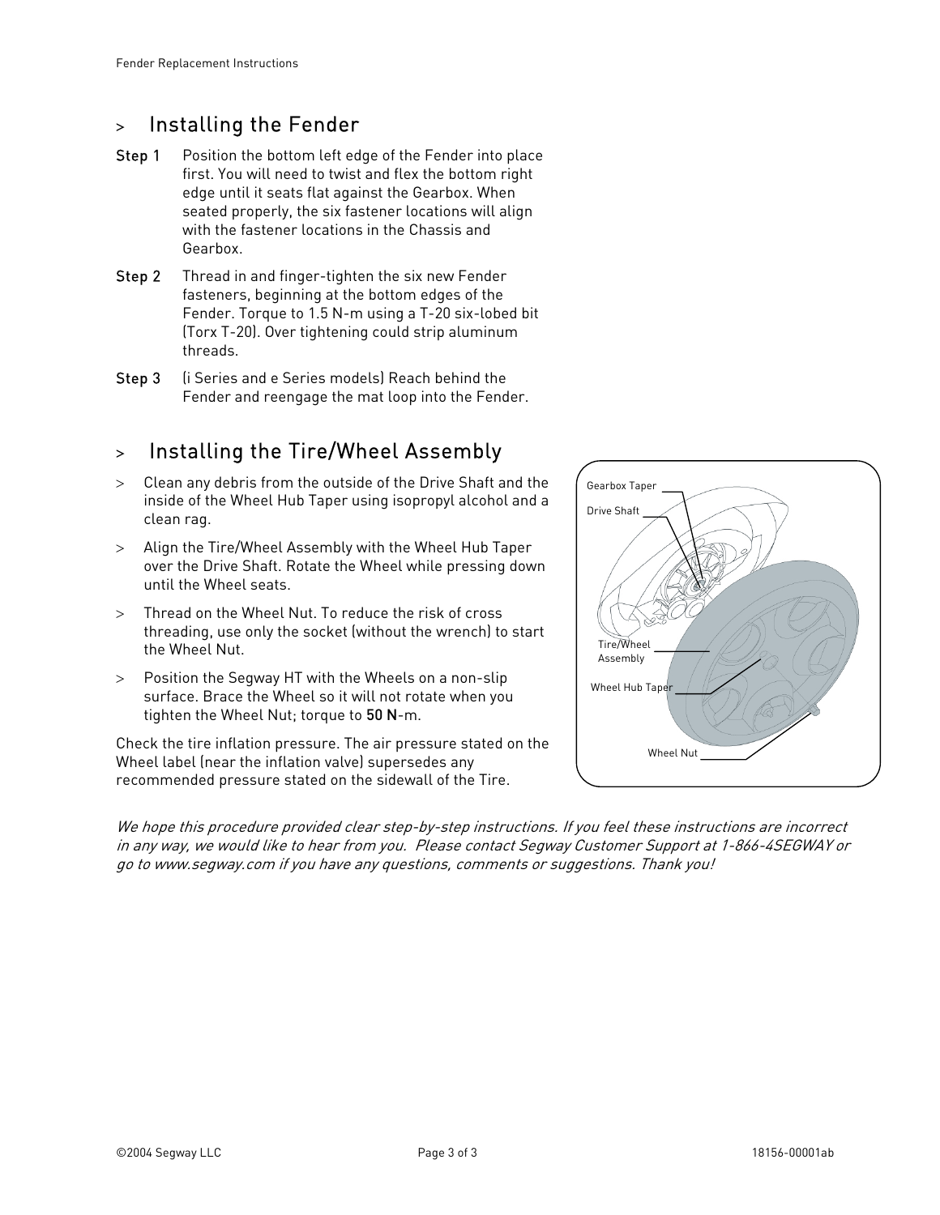## > Installing the Fender

**Step 1** Position the bottom left edge of the Fender into place first. You will need to twist and flex the bottom right edge until it seats flat against the Gearbox. When seated properly, the six fastener locations will align with the fastener locations in the Chassis and Gearbox.

**Step 2** Thread in and finger-tighten the six new Fender fasteners, beginning at the bottom edges of the Fender. Torque to 1.5 N-m using a T-20 six-lobed bit (Torx T-20). Over tightening could strip aluminum threads.

**Step 3** (i Series and e Series models) Reach behind the Fender and reengage the mat loop into the Fender.

## > Installing the Tire/Wheel Assembly

- Clean any debris from the outside of the Drive Shaft and the inside of the Wheel Hub Taper using isopropyl alcohol and a clean rag.
- Align the Tire/Wheel Assembly with the Wheel Hub Taper over the Drive Shaft. Rotate the Wheel while pressing down until the Wheel seats.
- Thread on the Wheel Nut. To reduce the risk of cross threading, use only the socket (without the wrench) to start the Wheel Nut.
- Position the Segway HT with the Wheels on a non-slip surface. Brace the Wheel so it will not rotate when you tighten the Wheel Nut; torque to **50 N**-m.

Gearbox Taper

Drive Shaft

Tire/Wheel Assembly

Wheel Hub Taper

Wheel Nut

Check the tire inflation pressure. The air pressure stated on the Wheel label (near the inflation valve) supersedes any recommended pressure stated on the sidewall of the Tire.

*We hope this procedure provided clear step-by-step instructions. If you feel these instructions are incorrect in any way, we would like to hear from you. Please contact Segway Customer Support at 1-866-4SEGWAY or go to www.segway.com if you have any questions, comments or suggestions. Thank you!*

©2004 Segway LLC

18156-00001ab